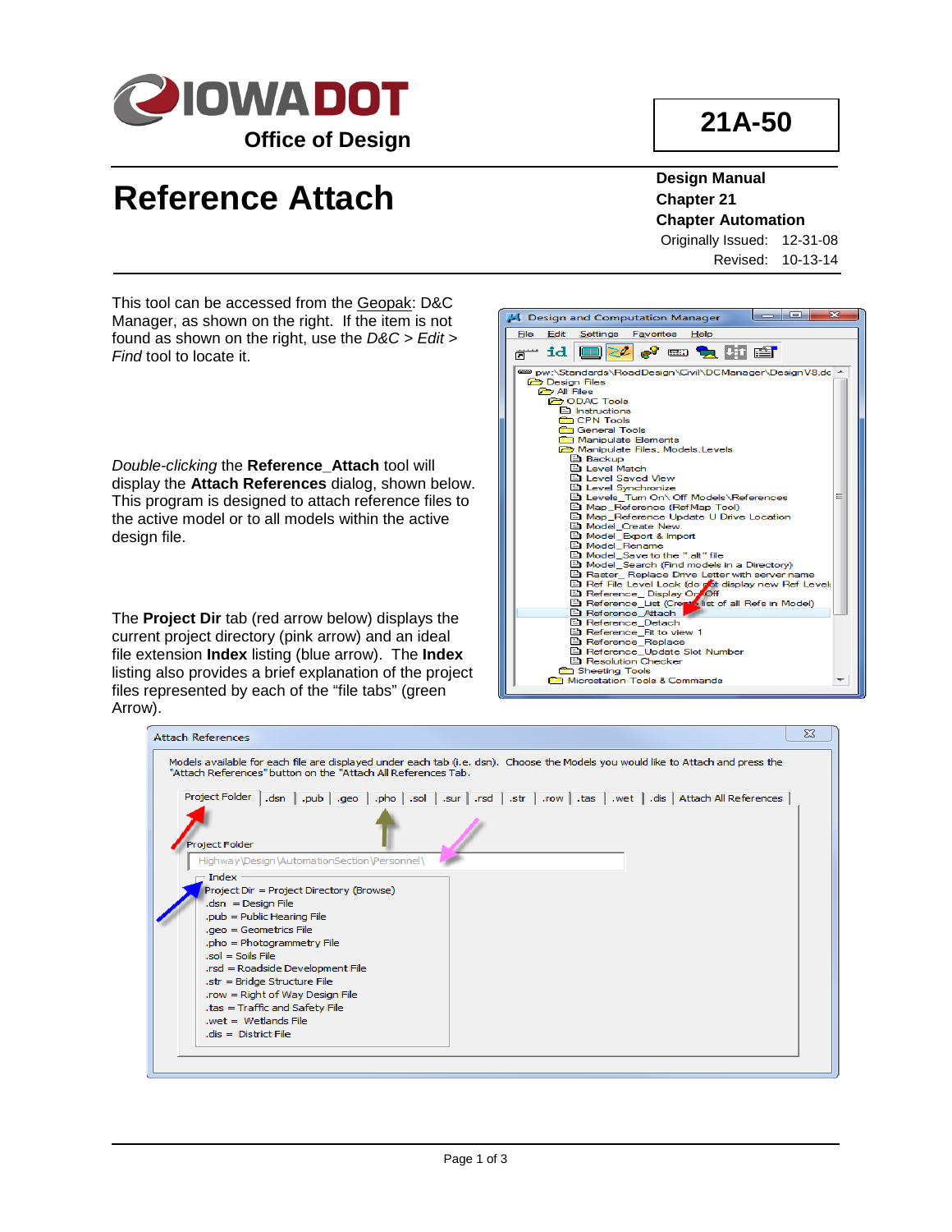# Reference Attach

**21A-50**

**Design Manual**
**Chapter 21**
**Chapter Automation**
Originally Issued: 12-31-08
Revised: 10-13-14

This tool can be accessed from the Geopak: D&C Manager, as shown on the right. If the item is not found as shown on the right, use the *D&C > Edit > Find* tool to locate it.

*Double-clicking* the **Reference_Attach** tool will display the **Attach References** dialog, shown below. This program is designed to attach reference files to the active model or to all models within the active design file.

The **Project Dir** tab (red arrow below) displays the current project directory (pink arrow) and an ideal file extension **Index** listing (blue arrow). The **Index** listing also provides a brief explanation of the project files represented by each of the "file tabs" (green Arrow).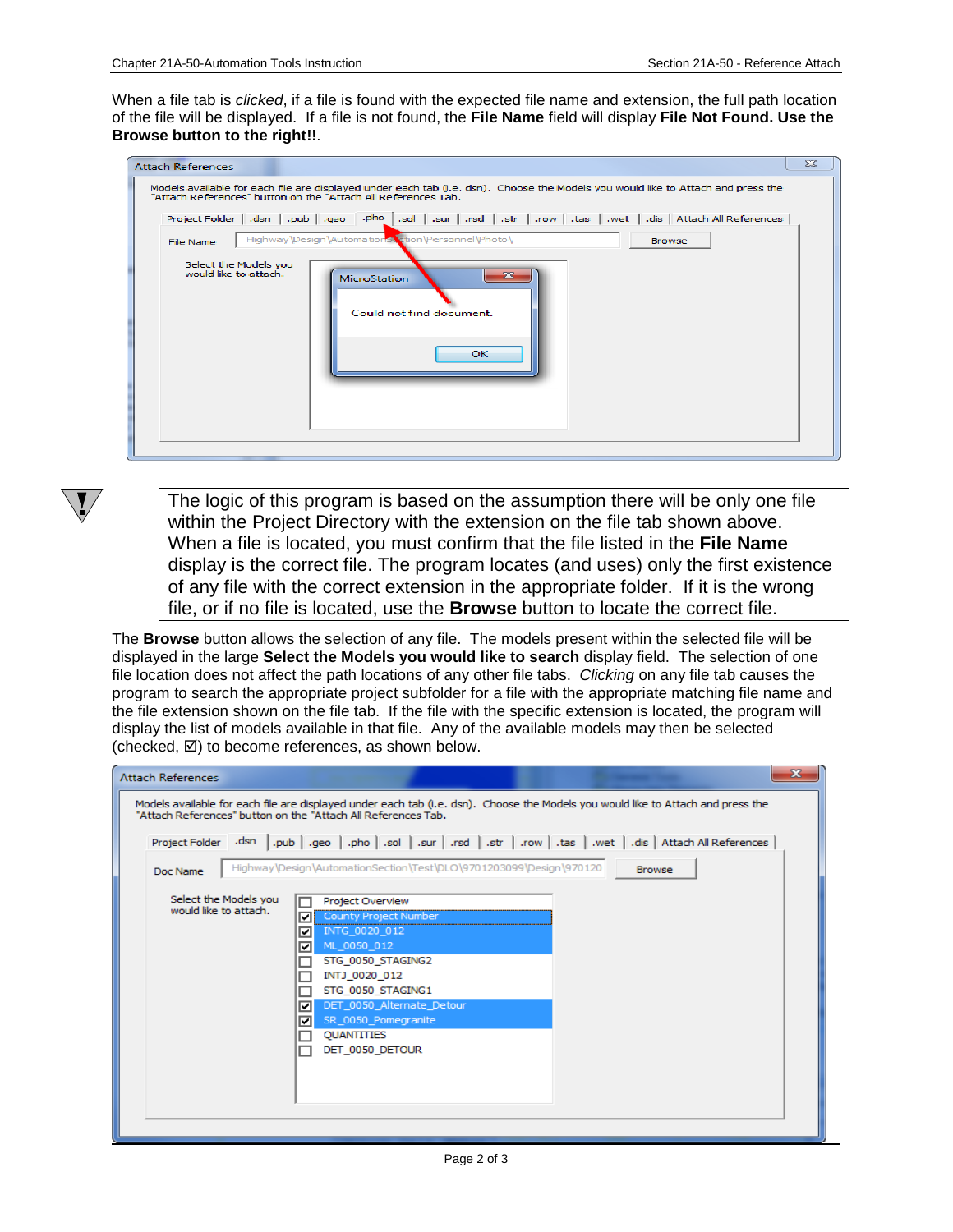When a file tab is *clicked*, if a file is found with the expected file name and extension, the full path location of the file will be displayed. If a file is not found, the **File Name** field will display **File Not Found. Use the Browse button to the right!!**.

The logic of this program is based on the assumption there will be only one file within the Project Directory with the extension on the file tab shown above. When a file is located, you must confirm that the file listed in the **File Name** display is the correct file. The program locates (and uses) only the first existence of any file with the correct extension in the appropriate folder. If it is the wrong file, or if no file is located, use the **Browse** button to locate the correct file.

The **Browse** button allows the selection of any file. The models present within the selected file will be displayed in the large **Select the Models you would like to search** display field. The selection of one file location does not affect the path locations of any other file tabs. *Clicking* on any file tab causes the program to search the appropriate project subfolder for a file with the appropriate matching file name and the file extension shown on the file tab. If the file with the specific extension is located, the program will display the list of models available in that file. Any of the available models may then be selected (checked, ☑) to become references, as shown below.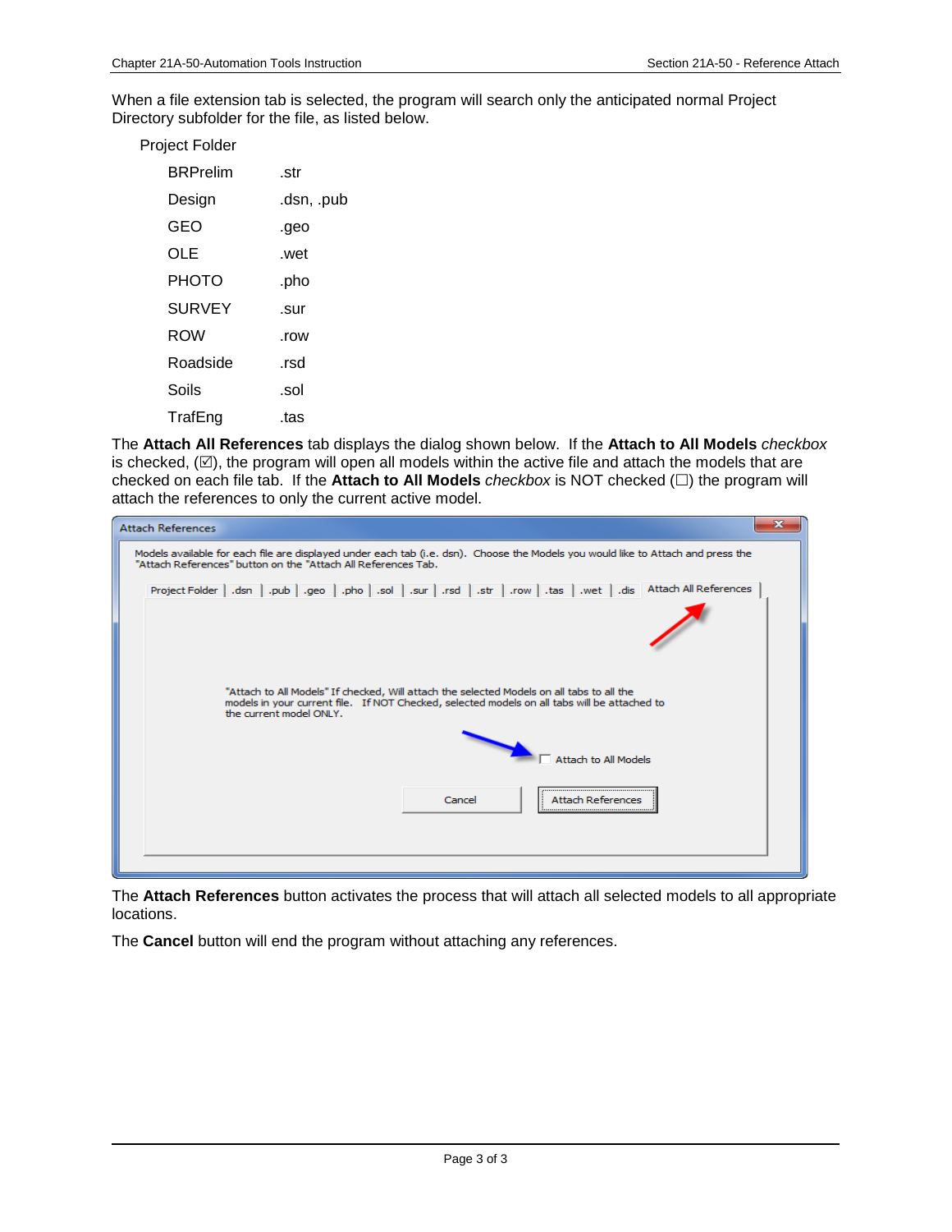When a file extension tab is selected, the program will search only the anticipated normal Project Directory subfolder for the file, as listed below.

Project Folder

| | |
|---|---|
| BRPrelim | .str |
| Design | .dsn, .pub |
| GEO | .geo |
| OLE | .wet |
| PHOTO | .pho |
| SURVEY | .sur |
| ROW | .row |
| Roadside | .rsd |
| Soils | .sol |
| TrafEng | .tas |

The **Attach All References** tab displays the dialog shown below. If the **Attach to All Models** *checkbox* is checked, (☑), the program will open all models within the active file and attach the models that are checked on each file tab. If the **Attach to All Models** *checkbox* is NOT checked (☐) the program will attach the references to only the current active model.

The **Attach References** button activates the process that will attach all selected models to all appropriate locations.

The **Cancel** button will end the program without attaching any references.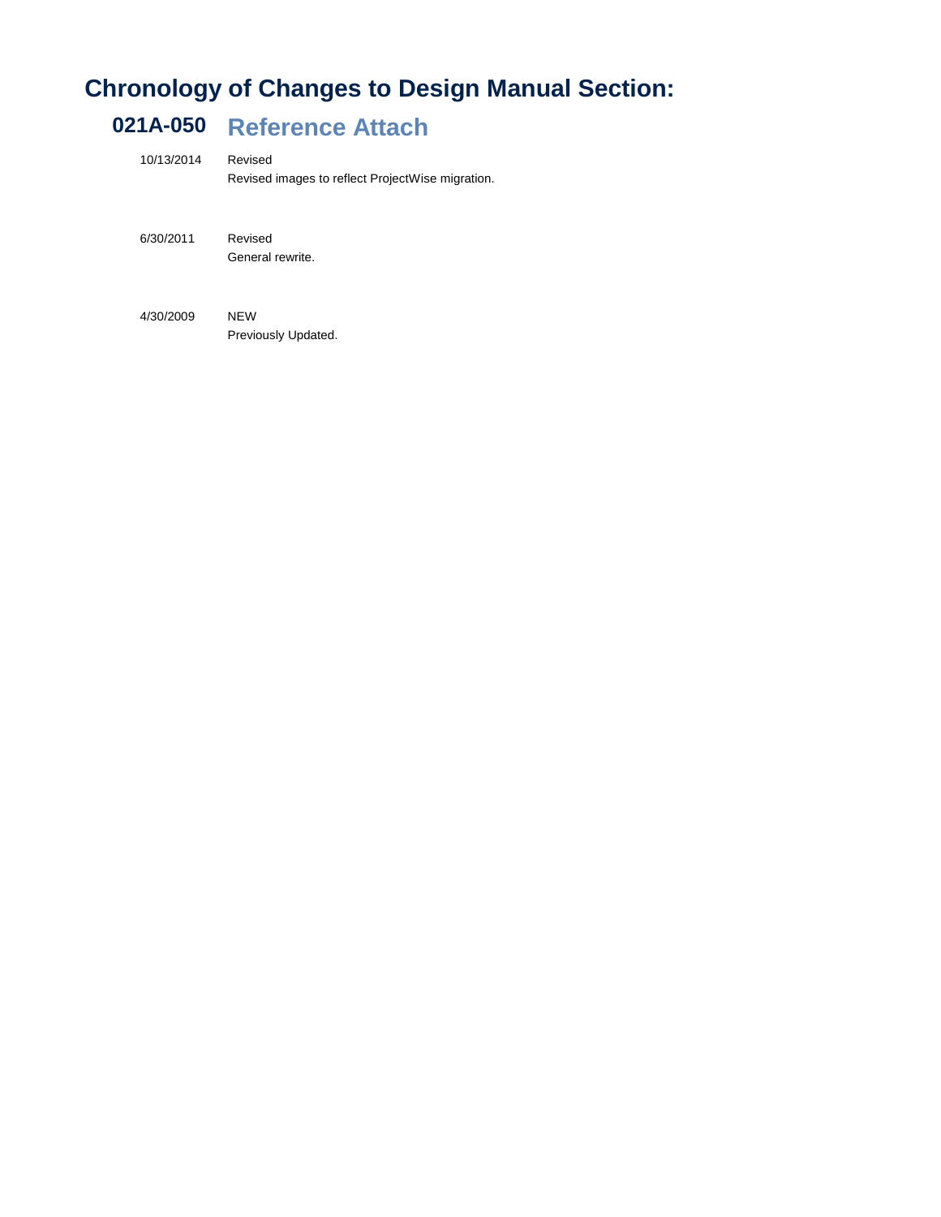# Chronology of Changes to Design Manual Section:

## 021A-050 Reference Attach

10/13/2014 Revised
Revised images to reflect ProjectWise migration.

6/30/2011 Revised
General rewrite.

4/30/2009 NEW
Previously Updated.